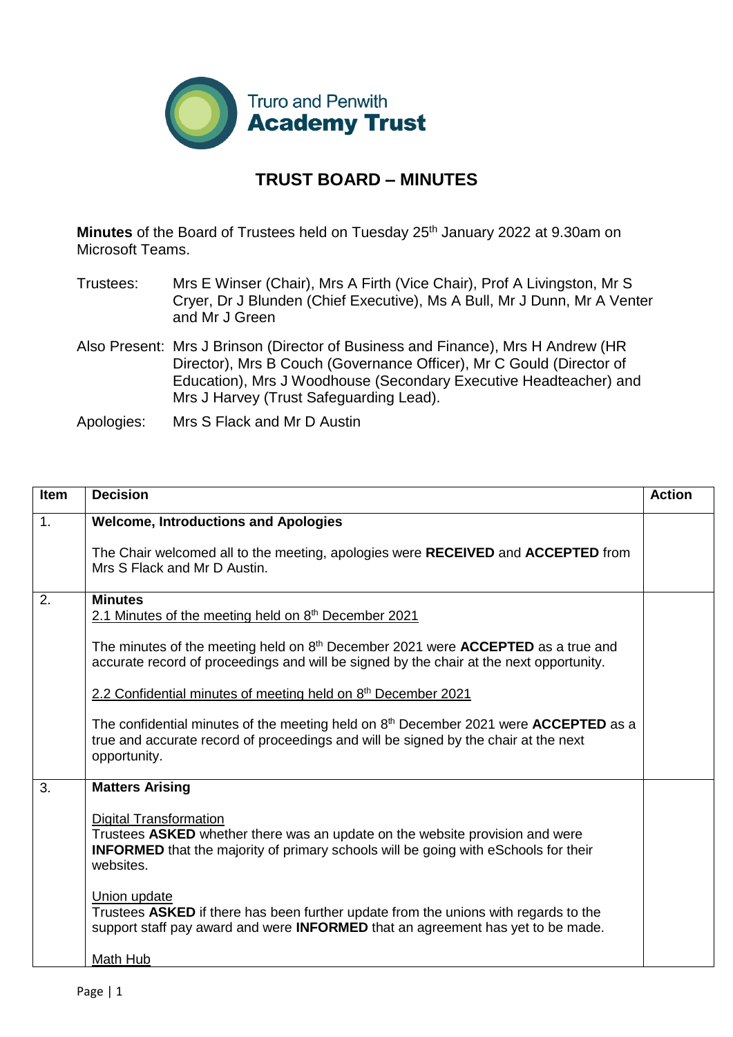Truro and Penwith **Academy Trust**

# TRUST BOARD – MINUTES

**Minutes** of the Board of Trustees held on Tuesday 25th January 2022 at 9.30am on Microsoft Teams.

Trustees: Mrs E Winser (Chair), Mrs A Firth (Vice Chair), Prof A Livingston, Mr S Cryer, Dr J Blunden (Chief Executive), Ms A Bull, Mr J Dunn, Mr A Venter and Mr J Green

Also Present: Mrs J Brinson (Director of Business and Finance), Mrs H Andrew (HR Director), Mrs B Couch (Governance Officer), Mr C Gould (Director of Education), Mrs J Woodhouse (Secondary Executive Headteacher) and Mrs J Harvey (Trust Safeguarding Lead).

Apologies: Mrs S Flack and Mr D Austin

| Item | Decision | Action |
|---|---|---|
| 1. | **Welcome, Introductions and Apologies**<br><br>The Chair welcomed all to the meeting, apologies were **RECEIVED** and **ACCEPTED** from Mrs S Flack and Mr D Austin. | |
| 2. | **Minutes**<br>2.1 Minutes of the meeting held on 8th December 2021<br><br>The minutes of the meeting held on 8th December 2021 were **ACCEPTED** as a true and accurate record of proceedings and will be signed by the chair at the next opportunity.<br><br>2.2 Confidential minutes of meeting held on 8th December 2021<br><br>The confidential minutes of the meeting held on 8th December 2021 were **ACCEPTED** as a true and accurate record of proceedings and will be signed by the chair at the next opportunity. | |
| 3. | **Matters Arising**<br><br>Digital Transformation<br>Trustees **ASKED** whether there was an update on the website provision and were **INFORMED** that the majority of primary schools will be going with eSchools for their websites.<br><br>Union update<br>Trustees **ASKED** if there has been further update from the unions with regards to the support staff pay award and were **INFORMED** that an agreement has yet to be made.<br><br>Math Hub | |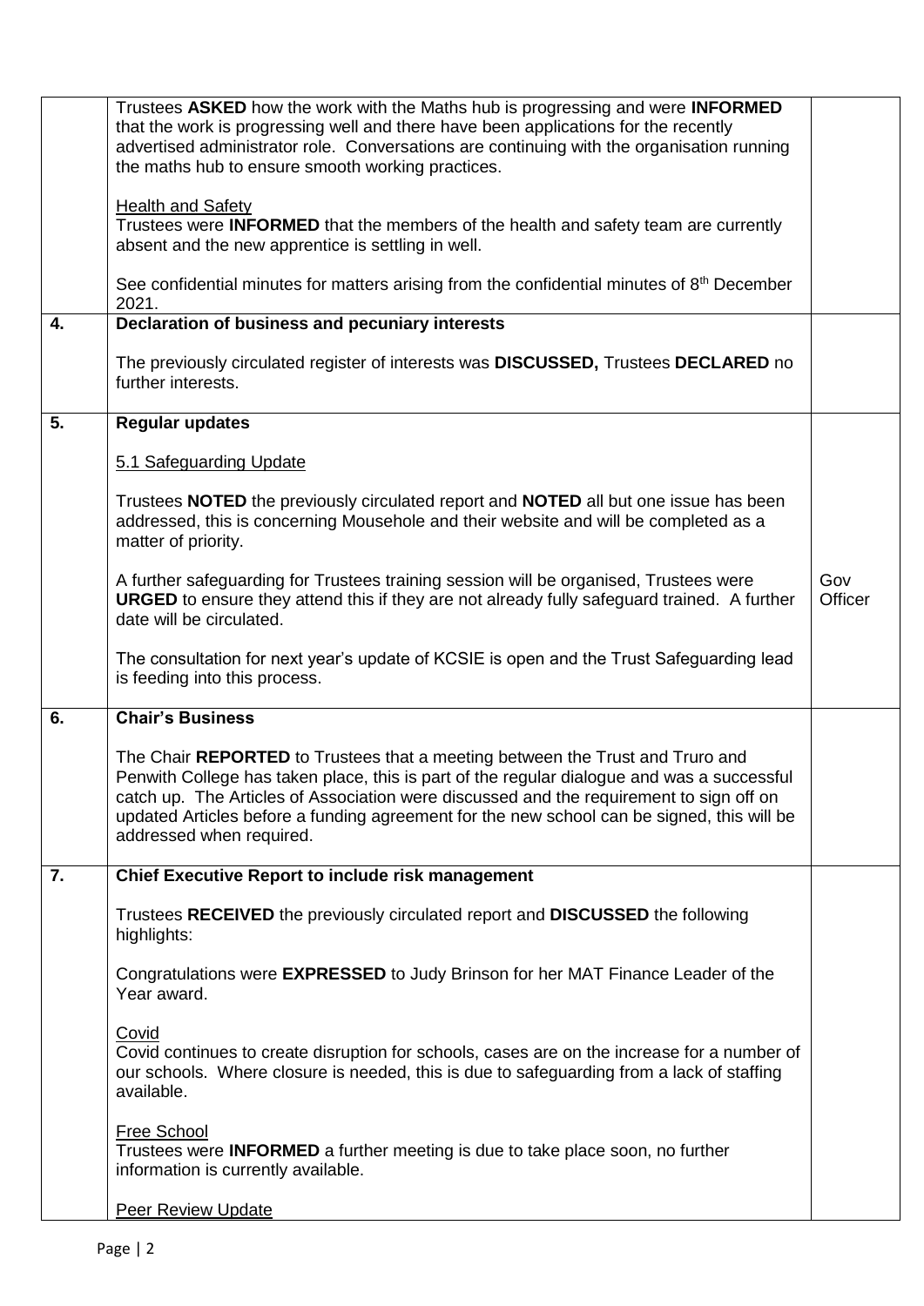| | | |
|---|---|---|
| | Trustees **ASKED** how the work with the Maths hub is progressing and were **INFORMED** that the work is progressing well and there have been applications for the recently advertised administrator role. Conversations are continuing with the organisation running the maths hub to ensure smooth working practices.<br><br>Health and Safety<br>Trustees were **INFORMED** that the members of the health and safety team are currently absent and the new apprentice is settling in well.<br><br>See confidential minutes for matters arising from the confidential minutes of 8th December 2021. | |
| **4.** | **Declaration of business and pecuniary interests**<br><br>The previously circulated register of interests was **DISCUSSED,** Trustees **DECLARED** no further interests. | |
| **5.** | **Regular updates**<br><br>5.1 Safeguarding Update<br><br>Trustees **NOTED** the previously circulated report and **NOTED** all but one issue has been addressed, this is concerning Mousehole and their website and will be completed as a matter of priority.<br><br>A further safeguarding for Trustees training session will be organised, Trustees were **URGED** to ensure they attend this if they are not already fully safeguard trained. A further date will be circulated.<br><br>The consultation for next year's update of KCSIE is open and the Trust Safeguarding lead is feeding into this process. | Gov Officer |
| **6.** | **Chair's Business**<br><br>The Chair **REPORTED** to Trustees that a meeting between the Trust and Truro and Penwith College has taken place, this is part of the regular dialogue and was a successful catch up. The Articles of Association were discussed and the requirement to sign off on updated Articles before a funding agreement for the new school can be signed, this will be addressed when required. | |
| **7.** | **Chief Executive Report to include risk management**<br><br>Trustees **RECEIVED** the previously circulated report and **DISCUSSED** the following highlights:<br><br>Congratulations were **EXPRESSED** to Judy Brinson for her MAT Finance Leader of the Year award.<br><br>Covid<br>Covid continues to create disruption for schools, cases are on the increase for a number of our schools. Where closure is needed, this is due to safeguarding from a lack of staffing available.<br><br>Free School<br>Trustees were **INFORMED** a further meeting is due to take place soon, no further information is currently available.<br><br>Peer Review Update | |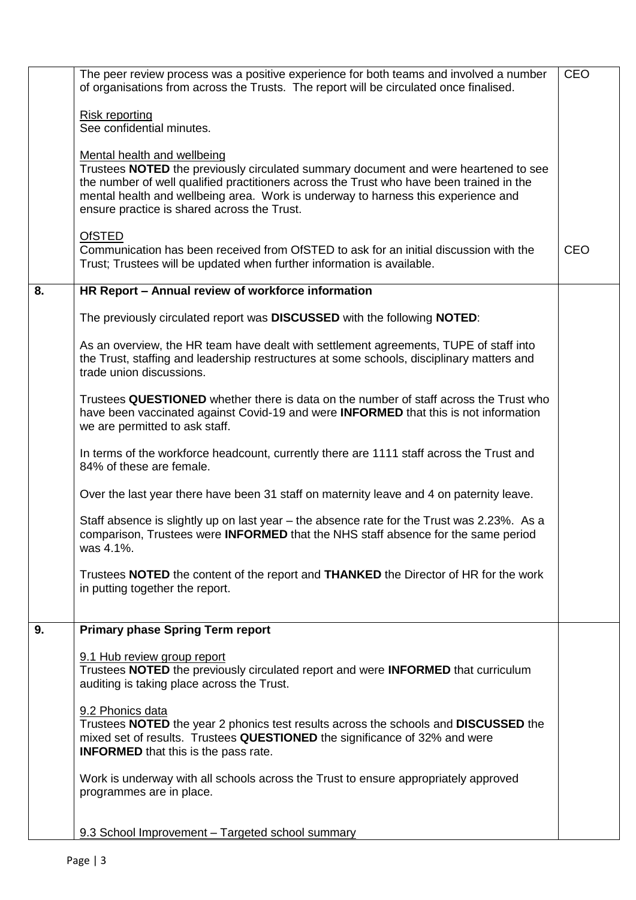| | | |
|---|---|---|
| | The peer review process was a positive experience for both teams and involved a number of organisations from across the Trusts. The report will be circulated once finalised.<br><br>Risk reporting<br>See confidential minutes.<br><br>Mental health and wellbeing<br>Trustees **NOTED** the previously circulated summary document and were heartened to see the number of well qualified practitioners across the Trust who have been trained in the mental health and wellbeing area. Work is underway to harness this experience and ensure practice is shared across the Trust.<br><br>OfSTED<br>Communication has been received from OfSTED to ask for an initial discussion with the Trust; Trustees will be updated when further information is available. | CEO<br><br><br><br><br><br><br><br><br><br>CEO |
| **8.** | **HR Report – Annual review of workforce information**<br><br>The previously circulated report was **DISCUSSED** with the following **NOTED**:<br><br>As an overview, the HR team have dealt with settlement agreements, TUPE of staff into the Trust, staffing and leadership restructures at some schools, disciplinary matters and trade union discussions.<br><br>Trustees **QUESTIONED** whether there is data on the number of staff across the Trust who have been vaccinated against Covid-19 and were **INFORMED** that this is not information we are permitted to ask staff.<br><br>In terms of the workforce headcount, currently there are 1111 staff across the Trust and 84% of these are female.<br><br>Over the last year there have been 31 staff on maternity leave and 4 on paternity leave.<br><br>Staff absence is slightly up on last year – the absence rate for the Trust was 2.23%. As a comparison, Trustees were **INFORMED** that the NHS staff absence for the same period was 4.1%.<br><br>Trustees **NOTED** the content of the report and **THANKED** the Director of HR for the work in putting together the report. | |
| **9.** | **Primary phase Spring Term report**<br><br>9.1 Hub review group report<br>Trustees **NOTED** the previously circulated report and were **INFORMED** that curriculum auditing is taking place across the Trust.<br><br>9.2 Phonics data<br>Trustees **NOTED** the year 2 phonics test results across the schools and **DISCUSSED** the mixed set of results. Trustees **QUESTIONED** the significance of 32% and were **INFORMED** that this is the pass rate.<br><br>Work is underway with all schools across the Trust to ensure appropriately approved programmes are in place.<br><br>9.3 School Improvement – Targeted school summary | |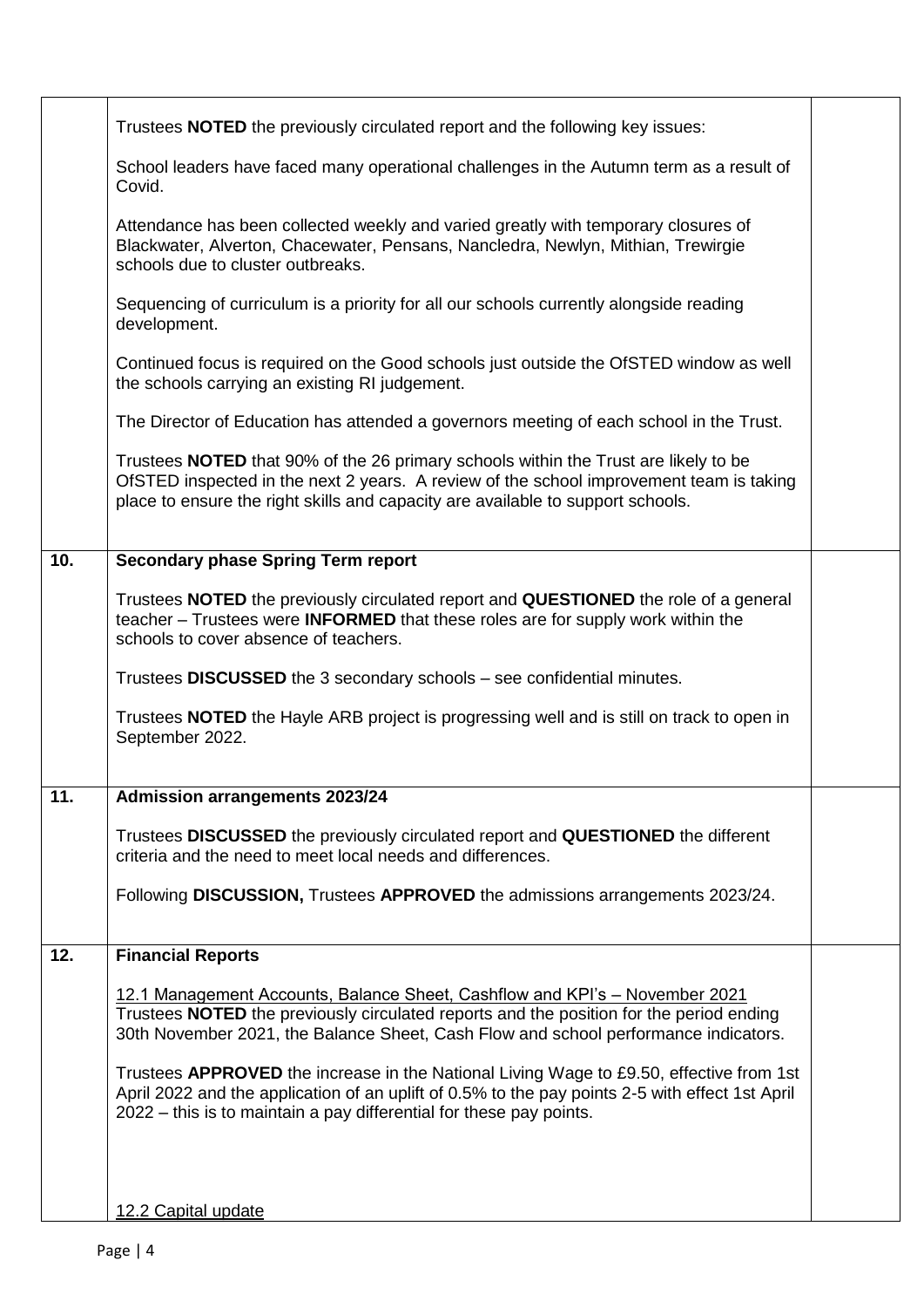| | | |
|---|---|---|
| | Trustees **NOTED** the previously circulated report and the following key issues:<br><br>School leaders have faced many operational challenges in the Autumn term as a result of Covid.<br><br>Attendance has been collected weekly and varied greatly with temporary closures of Blackwater, Alverton, Chacewater, Pensans, Nancledra, Newlyn, Mithian, Trewirgie schools due to cluster outbreaks.<br><br>Sequencing of curriculum is a priority for all our schools currently alongside reading development.<br><br>Continued focus is required on the Good schools just outside the OfSTED window as well the schools carrying an existing RI judgement.<br><br>The Director of Education has attended a governors meeting of each school in the Trust.<br><br>Trustees **NOTED** that 90% of the 26 primary schools within the Trust are likely to be OfSTED inspected in the next 2 years. A review of the school improvement team is taking place to ensure the right skills and capacity are available to support schools. | |
| **10.** | **Secondary phase Spring Term report**<br><br>Trustees **NOTED** the previously circulated report and **QUESTIONED** the role of a general teacher – Trustees were **INFORMED** that these roles are for supply work within the schools to cover absence of teachers.<br><br>Trustees **DISCUSSED** the 3 secondary schools – see confidential minutes.<br><br>Trustees **NOTED** the Hayle ARB project is progressing well and is still on track to open in September 2022. | |
| **11.** | **Admission arrangements 2023/24**<br><br>Trustees **DISCUSSED** the previously circulated report and **QUESTIONED** the different criteria and the need to meet local needs and differences.<br><br>Following **DISCUSSION,** Trustees **APPROVED** the admissions arrangements 2023/24. | |
| **12.** | **Financial Reports**<br><br>12.1 Management Accounts, Balance Sheet, Cashflow and KPI's – November 2021<br>Trustees **NOTED** the previously circulated reports and the position for the period ending 30th November 2021, the Balance Sheet, Cash Flow and school performance indicators.<br><br>Trustees **APPROVED** the increase in the National Living Wage to £9.50, effective from 1st April 2022 and the application of an uplift of 0.5% to the pay points 2-5 with effect 1st April 2022 – this is to maintain a pay differential for these pay points.<br><br>12.2 Capital update | |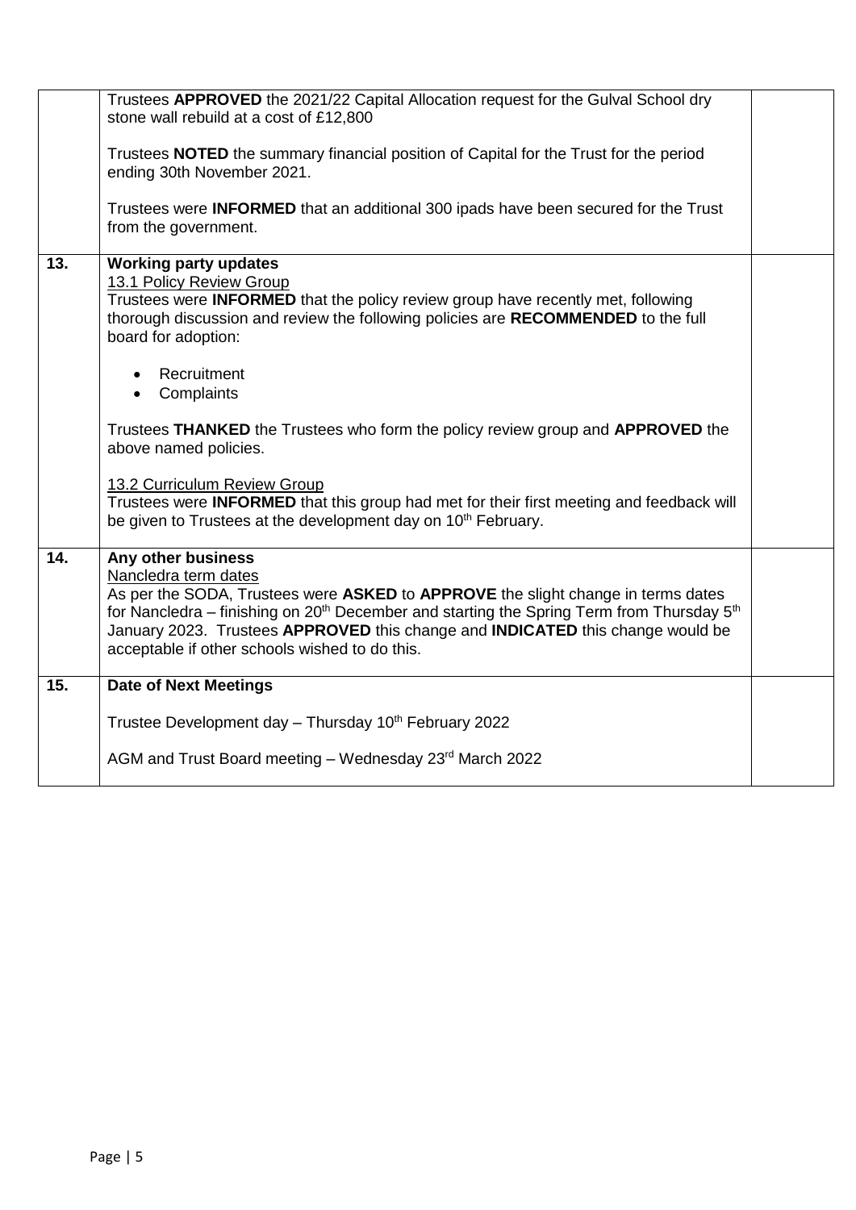| | | |
|---|---|---|
| | Trustees **APPROVED** the 2021/22 Capital Allocation request for the Gulval School dry stone wall rebuild at a cost of £12,800<br><br>Trustees **NOTED** the summary financial position of Capital for the Trust for the period ending 30th November 2021.<br><br>Trustees were **INFORMED** that an additional 300 ipads have been secured for the Trust from the government. | |
| **13.** | **Working party updates**<br>13.1 Policy Review Group<br>Trustees were **INFORMED** that the policy review group have recently met, following thorough discussion and review the following policies are **RECOMMENDED** to the full board for adoption:<br><br>• Recruitment<br>• Complaints<br><br>Trustees **THANKED** the Trustees who form the policy review group and **APPROVED** the above named policies.<br><br>13.2 Curriculum Review Group<br>Trustees were **INFORMED** that this group had met for their first meeting and feedback will be given to Trustees at the development day on 10th February. | |
| **14.** | **Any other business**<br>Nancledra term dates<br>As per the SODA, Trustees were **ASKED** to **APPROVE** the slight change in terms dates for Nancledra – finishing on 20th December and starting the Spring Term from Thursday 5th January 2023. Trustees **APPROVED** this change and **INDICATED** this change would be acceptable if other schools wished to do this. | |
| **15.** | **Date of Next Meetings**<br><br>Trustee Development day – Thursday 10th February 2022<br><br>AGM and Trust Board meeting – Wednesday 23rd March 2022 | |